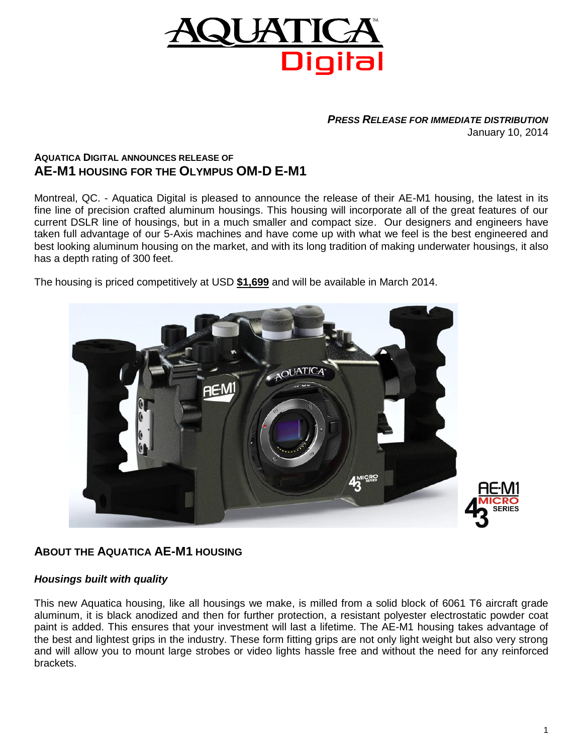***PRESS RELEASE FOR IMMEDIATE DISTRIBUTION***
January 10, 2014

**AQUATICA DIGITAL ANNOUNCES RELEASE OF**

# AE-M1 HOUSING FOR THE OLYMPUS OM-D E-M1

Montreal, QC. - Aquatica Digital is pleased to announce the release of their AE-M1 housing, the latest in its fine line of precision crafted aluminum housings. This housing will incorporate all of the great features of our current DSLR line of housings, but in a much smaller and compact size. Our designers and engineers have taken full advantage of our 5-Axis machines and have come up with what we feel is the best engineered and best looking aluminum housing on the market, and with its long tradition of making underwater housings, it also has a depth rating of 300 feet.

The housing is priced competitively at USD **$1,699** and will be available in March 2014.

## ABOUT THE AQUATICA AE-M1 HOUSING

### *Housings built with quality*

This new Aquatica housing, like all housings we make, is milled from a solid block of 6061 T6 aircraft grade aluminum, it is black anodized and then for further protection, a resistant polyester electrostatic powder coat paint is added. This ensures that your investment will last a lifetime. The AE-M1 housing takes advantage of the best and lightest grips in the industry. These form fitting grips are not only light weight but also very strong and will allow you to mount large strobes or video lights hassle free and without the need for any reinforced brackets.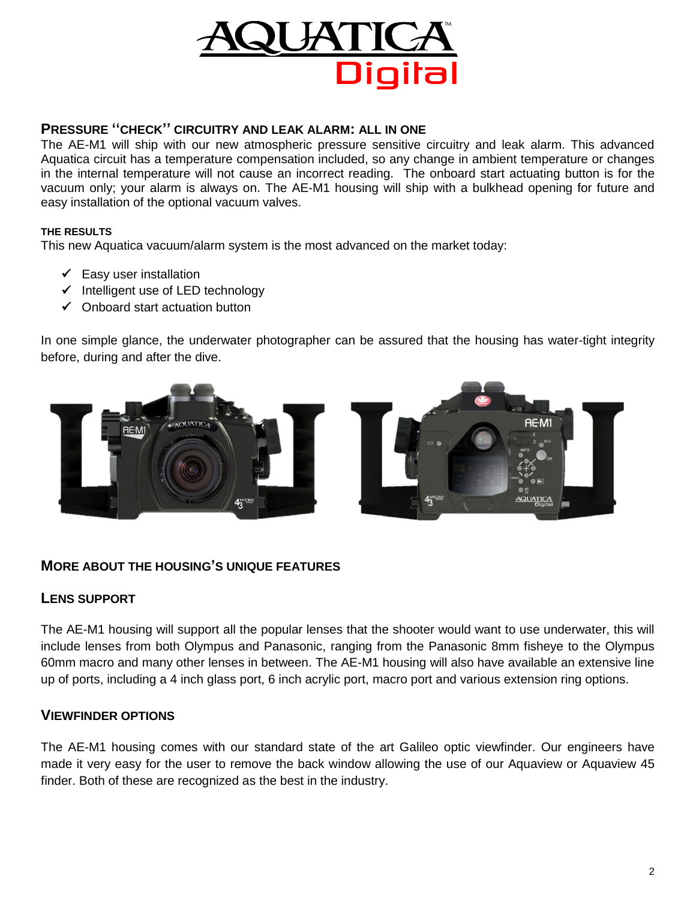## PRESSURE "CHECK" CIRCUITRY AND LEAK ALARM: ALL IN ONE

The AE-M1 will ship with our new atmospheric pressure sensitive circuitry and leak alarm. This advanced Aquatica circuit has a temperature compensation included, so any change in ambient temperature or changes in the internal temperature will not cause an incorrect reading. The onboard start actuating button is for the vacuum only; your alarm is always on. The AE-M1 housing will ship with a bulkhead opening for future and easy installation of the optional vacuum valves.

### THE RESULTS

This new Aquatica vacuum/alarm system is the most advanced on the market today:

- ✓ Easy user installation
- ✓ Intelligent use of LED technology
- ✓ Onboard start actuation button

In one simple glance, the underwater photographer can be assured that the housing has water-tight integrity before, during and after the dive.

## MORE ABOUT THE HOUSING'S UNIQUE FEATURES

### LENS SUPPORT

The AE-M1 housing will support all the popular lenses that the shooter would want to use underwater, this will include lenses from both Olympus and Panasonic, ranging from the Panasonic 8mm fisheye to the Olympus 60mm macro and many other lenses in between. The AE-M1 housing will also have available an extensive line up of ports, including a 4 inch glass port, 6 inch acrylic port, macro port and various extension ring options.

### VIEWFINDER OPTIONS

The AE-M1 housing comes with our standard state of the art Galileo optic viewfinder. Our engineers have made it very easy for the user to remove the back window allowing the use of our Aquaview or Aquaview 45 finder. Both of these are recognized as the best in the industry.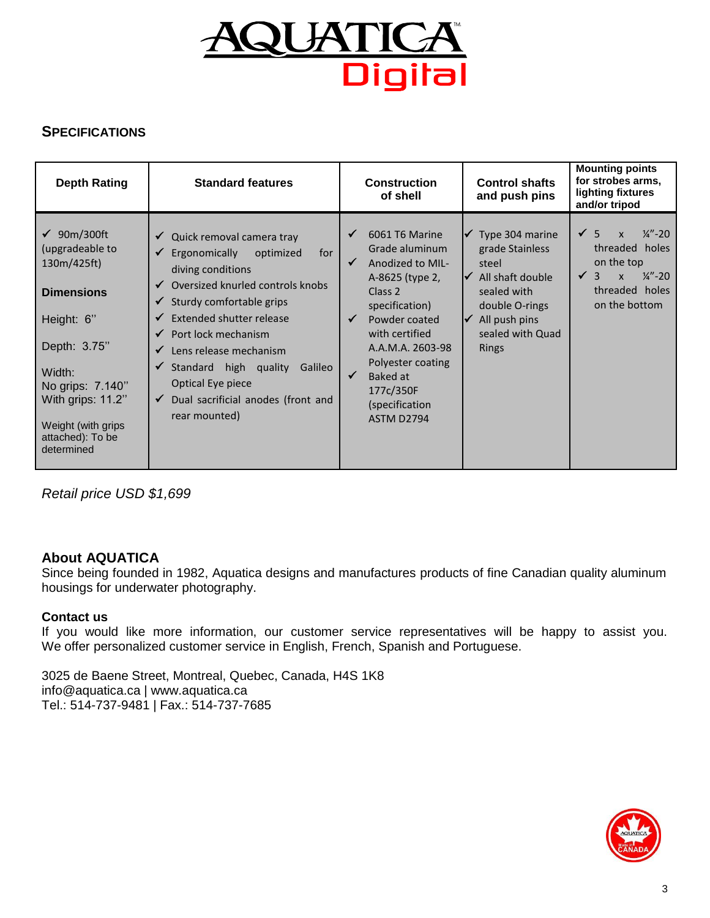# AQUATICA Digital

## SPECIFICATIONS

| Depth Rating | Standard features | Construction of shell | Control shafts and push pins | Mounting points for strobes arms, lighting fixtures and/or tripod |
|---|---|---|---|---|
| ✓ 90m/300ft (upgradeable to 130m/425ft)<br><br>**Dimensions**<br><br>Height: 6"<br><br>Depth: 3.75"<br><br>Width:<br>No grips: 7.140"<br>With grips: 11.2"<br><br>Weight (with grips attached): To be determined | ✓ Quick removal camera tray<br>✓ Ergonomically optimized for diving conditions<br>✓ Oversized knurled controls knobs<br>✓ Sturdy comfortable grips<br>✓ Extended shutter release<br>✓ Port lock mechanism<br>✓ Lens release mechanism<br>✓ Standard high quality Galileo Optical Eye piece<br>✓ Dual sacrificial anodes (front and rear mounted) | ✓ 6061 T6 Marine Grade aluminum<br>✓ Anodized to MIL-A-8625 (type 2, Class 2 specification)<br>✓ Powder coated with certified A.A.M.A. 2603-98 Polyester coating<br>✓ Baked at 177c/350F (specification ASTM D2794 | ✓ Type 304 marine grade Stainless steel<br>✓ All shaft double sealed with double O-rings<br>✓ All push pins sealed with Quad Rings | ✓ 5 x ¼"-20 threaded holes on the top<br>✓ 3 x ¼"-20 threaded holes on the bottom |

*Retail price USD $1,699*

### About AQUATICA

Since being founded in 1982, Aquatica designs and manufactures products of fine Canadian quality aluminum housings for underwater photography.

### Contact us

If you would like more information, our customer service representatives will be happy to assist you. We offer personalized customer service in English, French, Spanish and Portuguese.

3025 de Baene Street, Montreal, Quebec, Canada, H4S 1K8
info@aquatica.ca | www.aquatica.ca
Tel.: 514-737-9481 | Fax.: 514-737-7685